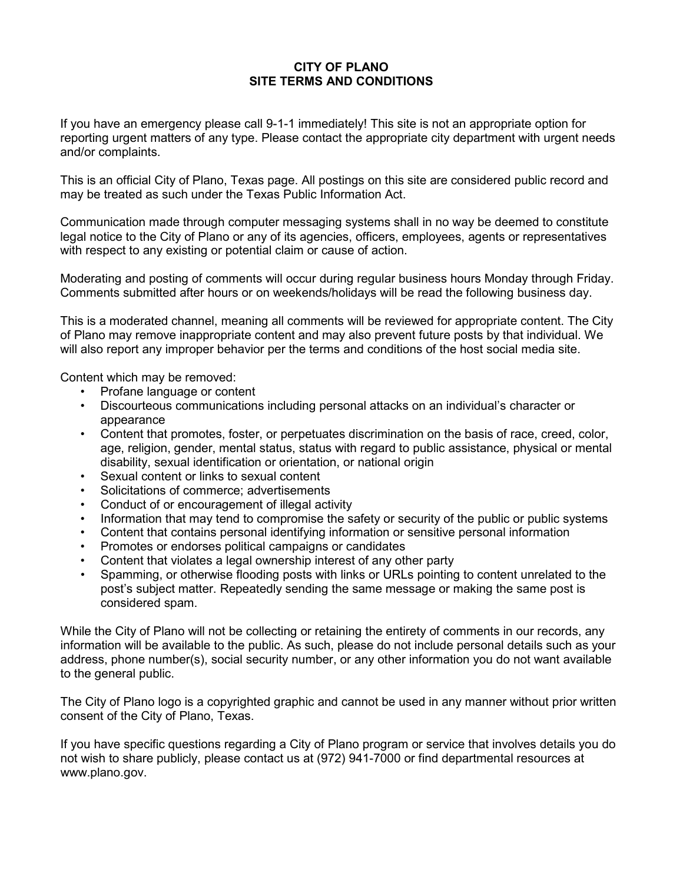# CITY OF PLANO
## SITE TERMS AND CONDITIONS

If you have an emergency please call 9-1-1 immediately! This site is not an appropriate option for reporting urgent matters of any type. Please contact the appropriate city department with urgent needs and/or complaints.

This is an official City of Plano, Texas page. All postings on this site are considered public record and may be treated as such under the Texas Public Information Act.

Communication made through computer messaging systems shall in no way be deemed to constitute legal notice to the City of Plano or any of its agencies, officers, employees, agents or representatives with respect to any existing or potential claim or cause of action.

Moderating and posting of comments will occur during regular business hours Monday through Friday. Comments submitted after hours or on weekends/holidays will be read the following business day.

This is a moderated channel, meaning all comments will be reviewed for appropriate content. The City of Plano may remove inappropriate content and may also prevent future posts by that individual. We will also report any improper behavior per the terms and conditions of the host social media site.

Content which may be removed:

- Profane language or content
- Discourteous communications including personal attacks on an individual's character or appearance
- Content that promotes, foster, or perpetuates discrimination on the basis of race, creed, color, age, religion, gender, mental status, status with regard to public assistance, physical or mental disability, sexual identification or orientation, or national origin
- Sexual content or links to sexual content
- Solicitations of commerce; advertisements
- Conduct of or encouragement of illegal activity
- Information that may tend to compromise the safety or security of the public or public systems
- Content that contains personal identifying information or sensitive personal information
- Promotes or endorses political campaigns or candidates
- Content that violates a legal ownership interest of any other party
- Spamming, or otherwise flooding posts with links or URLs pointing to content unrelated to the post's subject matter. Repeatedly sending the same message or making the same post is considered spam.

While the City of Plano will not be collecting or retaining the entirety of comments in our records, any information will be available to the public. As such, please do not include personal details such as your address, phone number(s), social security number, or any other information you do not want available to the general public.

The City of Plano logo is a copyrighted graphic and cannot be used in any manner without prior written consent of the City of Plano, Texas.

If you have specific questions regarding a City of Plano program or service that involves details you do not wish to share publicly, please contact us at (972) 941-7000 or find departmental resources at www.plano.gov.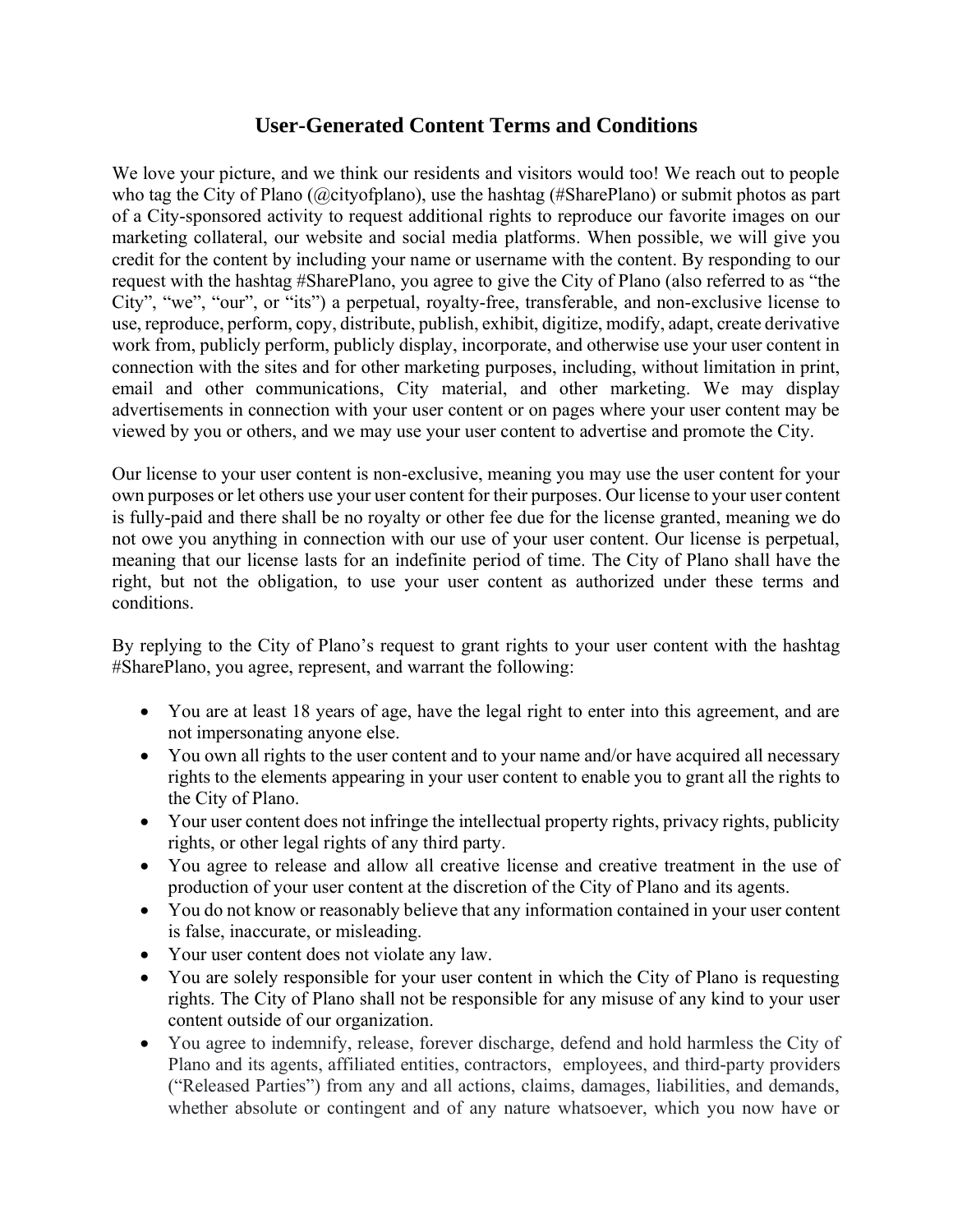# User-Generated Content Terms and Conditions

We love your picture, and we think our residents and visitors would too! We reach out to people who tag the City of Plano (@cityofplano), use the hashtag (#SharePlano) or submit photos as part of a City-sponsored activity to request additional rights to reproduce our favorite images on our marketing collateral, our website and social media platforms. When possible, we will give you credit for the content by including your name or username with the content. By responding to our request with the hashtag #SharePlano, you agree to give the City of Plano (also referred to as "the City", "we", "our", or "its") a perpetual, royalty-free, transferable, and non-exclusive license to use, reproduce, perform, copy, distribute, publish, exhibit, digitize, modify, adapt, create derivative work from, publicly perform, publicly display, incorporate, and otherwise use your user content in connection with the sites and for other marketing purposes, including, without limitation in print, email and other communications, City material, and other marketing. We may display advertisements in connection with your user content or on pages where your user content may be viewed by you or others, and we may use your user content to advertise and promote the City.

Our license to your user content is non-exclusive, meaning you may use the user content for your own purposes or let others use your user content for their purposes. Our license to your user content is fully-paid and there shall be no royalty or other fee due for the license granted, meaning we do not owe you anything in connection with our use of your user content. Our license is perpetual, meaning that our license lasts for an indefinite period of time. The City of Plano shall have the right, but not the obligation, to use your user content as authorized under these terms and conditions.

By replying to the City of Plano's request to grant rights to your user content with the hashtag #SharePlano, you agree, represent, and warrant the following:

- You are at least 18 years of age, have the legal right to enter into this agreement, and are not impersonating anyone else.
- You own all rights to the user content and to your name and/or have acquired all necessary rights to the elements appearing in your user content to enable you to grant all the rights to the City of Plano.
- Your user content does not infringe the intellectual property rights, privacy rights, publicity rights, or other legal rights of any third party.
- You agree to release and allow all creative license and creative treatment in the use of production of your user content at the discretion of the City of Plano and its agents.
- You do not know or reasonably believe that any information contained in your user content is false, inaccurate, or misleading.
- Your user content does not violate any law.
- You are solely responsible for your user content in which the City of Plano is requesting rights. The City of Plano shall not be responsible for any misuse of any kind to your user content outside of our organization.
- You agree to indemnify, release, forever discharge, defend and hold harmless the City of Plano and its agents, affiliated entities, contractors, employees, and third-party providers ("Released Parties") from any and all actions, claims, damages, liabilities, and demands, whether absolute or contingent and of any nature whatsoever, which you now have or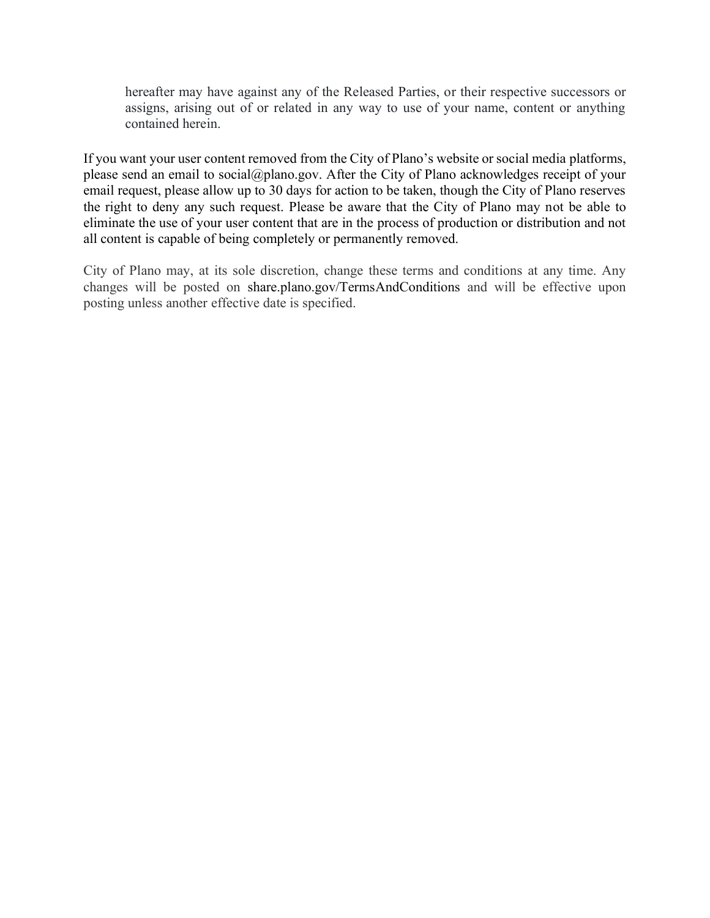hereafter may have against any of the Released Parties, or their respective successors or assigns, arising out of or related in any way to use of your name, content or anything contained herein.

If you want your user content removed from the City of Plano's website or social media platforms, please send an email to social@plano.gov. After the City of Plano acknowledges receipt of your email request, please allow up to 30 days for action to be taken, though the City of Plano reserves the right to deny any such request. Please be aware that the City of Plano may not be able to eliminate the use of your user content that are in the process of production or distribution and not all content is capable of being completely or permanently removed.

City of Plano may, at its sole discretion, change these terms and conditions at any time. Any changes will be posted on share.plano.gov/TermsAndConditions and will be effective upon posting unless another effective date is specified.